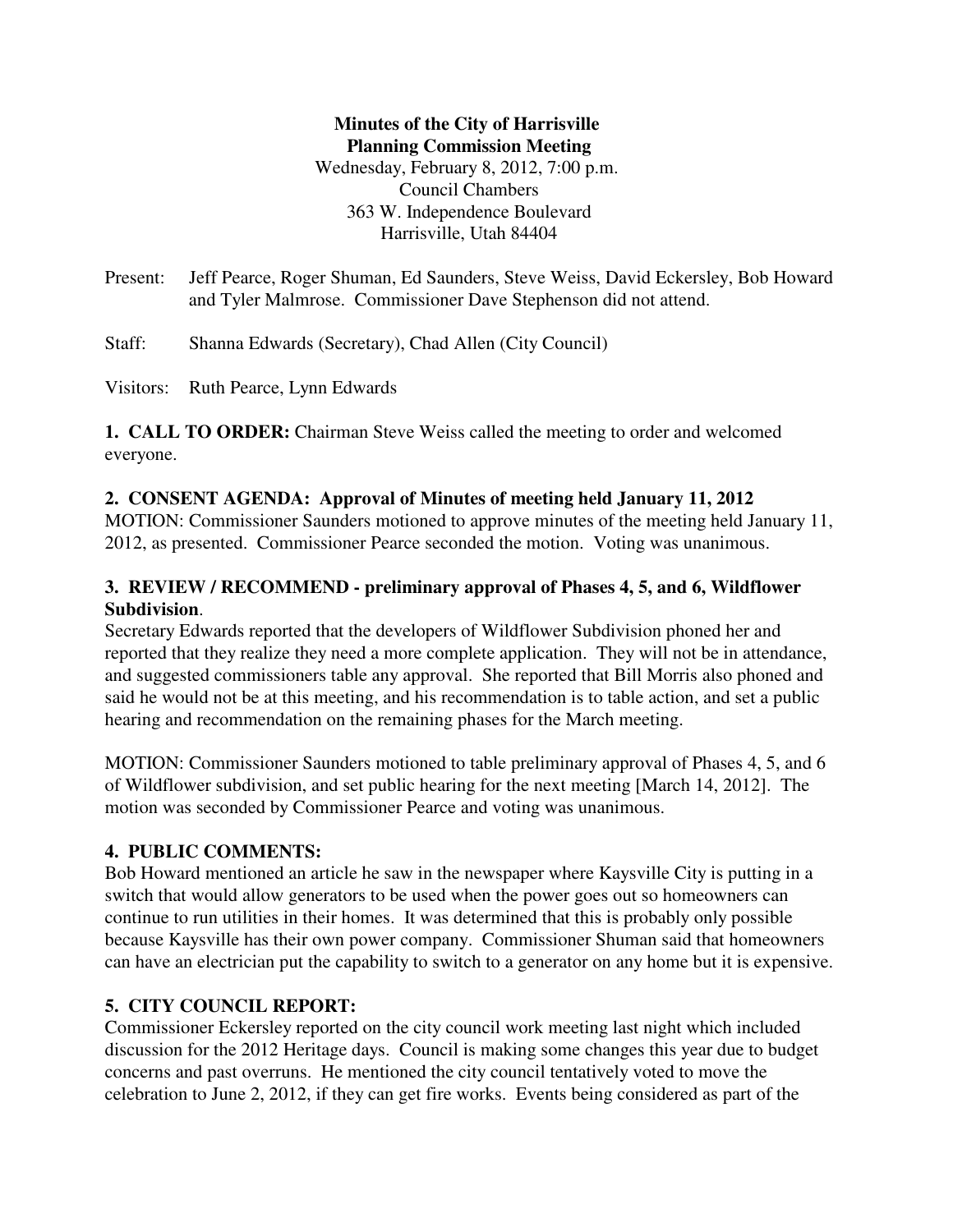**Minutes of the City of Harrisville**
**Planning Commission Meeting**
Wednesday, February 8, 2012, 7:00 p.m.
Council Chambers
363 W. Independence Boulevard
Harrisville, Utah 84404

Present: Jeff Pearce, Roger Shuman, Ed Saunders, Steve Weiss, David Eckersley, Bob Howard and Tyler Malmrose. Commissioner Dave Stephenson did not attend.

Staff: Shanna Edwards (Secretary), Chad Allen (City Council)

Visitors: Ruth Pearce, Lynn Edwards

**1. CALL TO ORDER:** Chairman Steve Weiss called the meeting to order and welcomed everyone.

**2. CONSENT AGENDA: Approval of Minutes of meeting held January 11, 2012**
MOTION: Commissioner Saunders motioned to approve minutes of the meeting held January 11, 2012, as presented. Commissioner Pearce seconded the motion. Voting was unanimous.

**3. REVIEW / RECOMMEND - preliminary approval of Phases 4, 5, and 6, Wildflower Subdivision**.
Secretary Edwards reported that the developers of Wildflower Subdivision phoned her and reported that they realize they need a more complete application. They will not be in attendance, and suggested commissioners table any approval. She reported that Bill Morris also phoned and said he would not be at this meeting, and his recommendation is to table action, and set a public hearing and recommendation on the remaining phases for the March meeting.

MOTION: Commissioner Saunders motioned to table preliminary approval of Phases 4, 5, and 6 of Wildflower subdivision, and set public hearing for the next meeting [March 14, 2012]. The motion was seconded by Commissioner Pearce and voting was unanimous.

**4. PUBLIC COMMENTS:**
Bob Howard mentioned an article he saw in the newspaper where Kaysville City is putting in a switch that would allow generators to be used when the power goes out so homeowners can continue to run utilities in their homes. It was determined that this is probably only possible because Kaysville has their own power company. Commissioner Shuman said that homeowners can have an electrician put the capability to switch to a generator on any home but it is expensive.

**5. CITY COUNCIL REPORT:**
Commissioner Eckersley reported on the city council work meeting last night which included discussion for the 2012 Heritage days. Council is making some changes this year due to budget concerns and past overruns. He mentioned the city council tentatively voted to move the celebration to June 2, 2012, if they can get fire works. Events being considered as part of the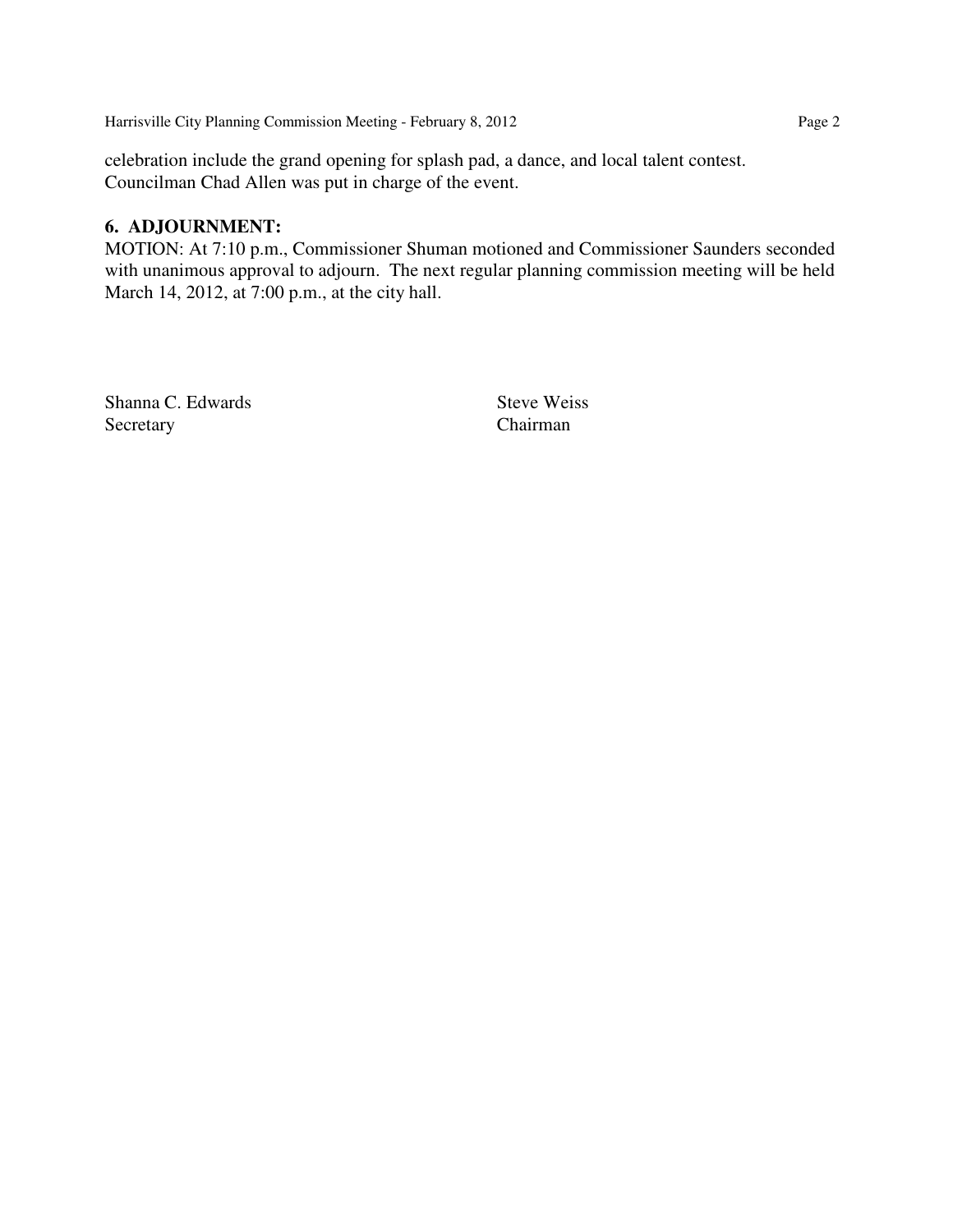celebration include the grand opening for splash pad, a dance, and local talent contest. Councilman Chad Allen was put in charge of the event.

**6. ADJOURNMENT:**

MOTION: At 7:10 p.m., Commissioner Shuman motioned and Commissioner Saunders seconded with unanimous approval to adjourn. The next regular planning commission meeting will be held March 14, 2012, at 7:00 p.m., at the city hall.

Shanna C. Edwards
Secretary

Steve Weiss
Chairman